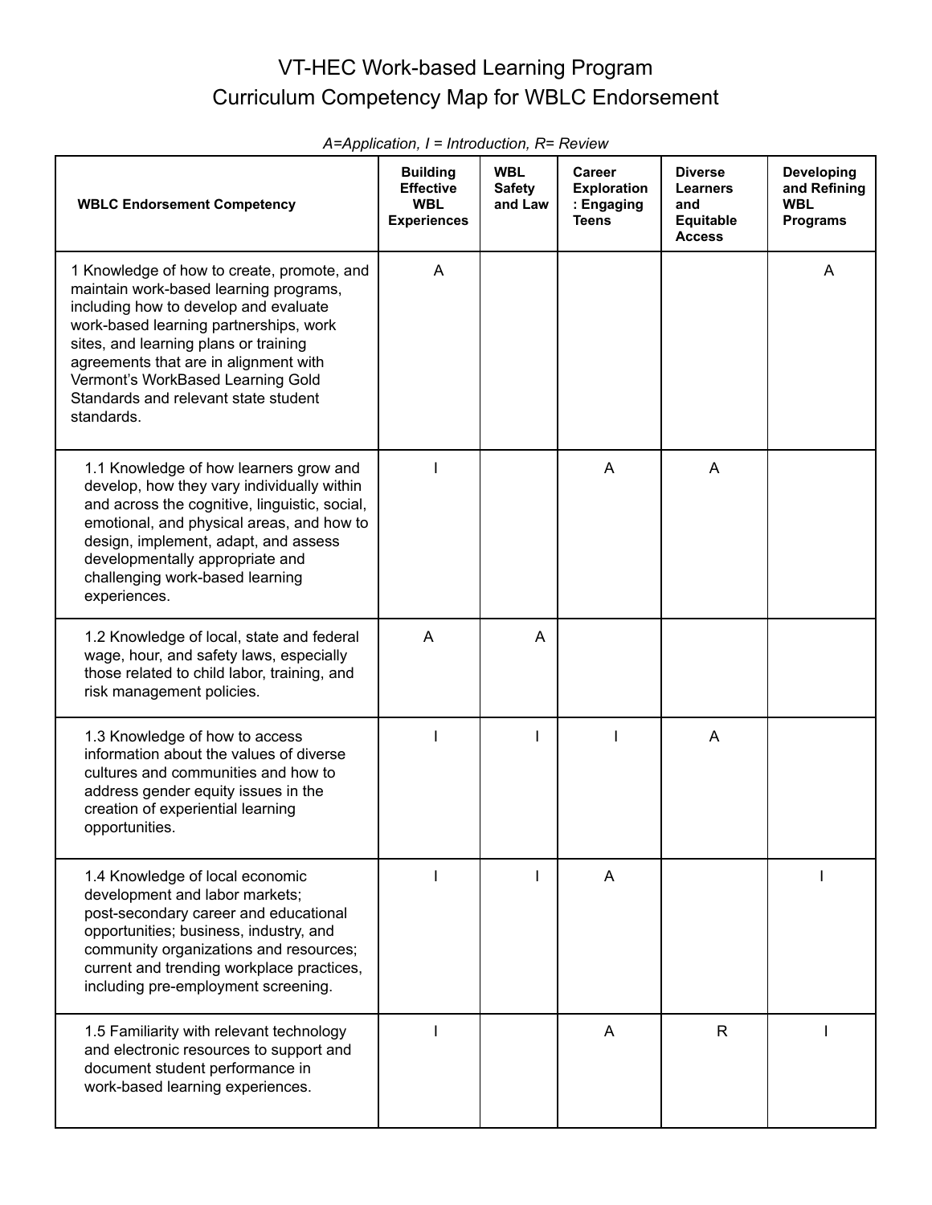# VT-HEC Work-based Learning Program
## Curriculum Competency Map for WBLC Endorsement

*A=Application, I = Introduction, R= Review*

| WBLC Endorsement Competency | Building Effective WBL Experiences | WBL Safety and Law | Career Exploration: Engaging Teens | Diverse Learners and Equitable Access | Developing and Refining WBL Programs |
|---|---|---|---|---|---|
| 1 Knowledge of how to create, promote, and maintain work-based learning programs, including how to develop and evaluate work-based learning partnerships, work sites, and learning plans or training agreements that are in alignment with Vermont's WorkBased Learning Gold Standards and relevant state student standards. | A | | | | A |
| 1.1 Knowledge of how learners grow and develop, how they vary individually within and across the cognitive, linguistic, social, emotional, and physical areas, and how to design, implement, adapt, and assess developmentally appropriate and challenging work-based learning experiences. | I | | A | A | |
| 1.2 Knowledge of local, state and federal wage, hour, and safety laws, especially those related to child labor, training, and risk management policies. | A | A | | | |
| 1.3 Knowledge of how to access information about the values of diverse cultures and communities and how to address gender equity issues in the creation of experiential learning opportunities. | I | I | I | A | |
| 1.4 Knowledge of local economic development and labor markets; post-secondary career and educational opportunities; business, industry, and community organizations and resources; current and trending workplace practices, including pre-employment screening. | I | I | A | | I |
| 1.5 Familiarity with relevant technology and electronic resources to support and document student performance in work-based learning experiences. | I | | A | R | I |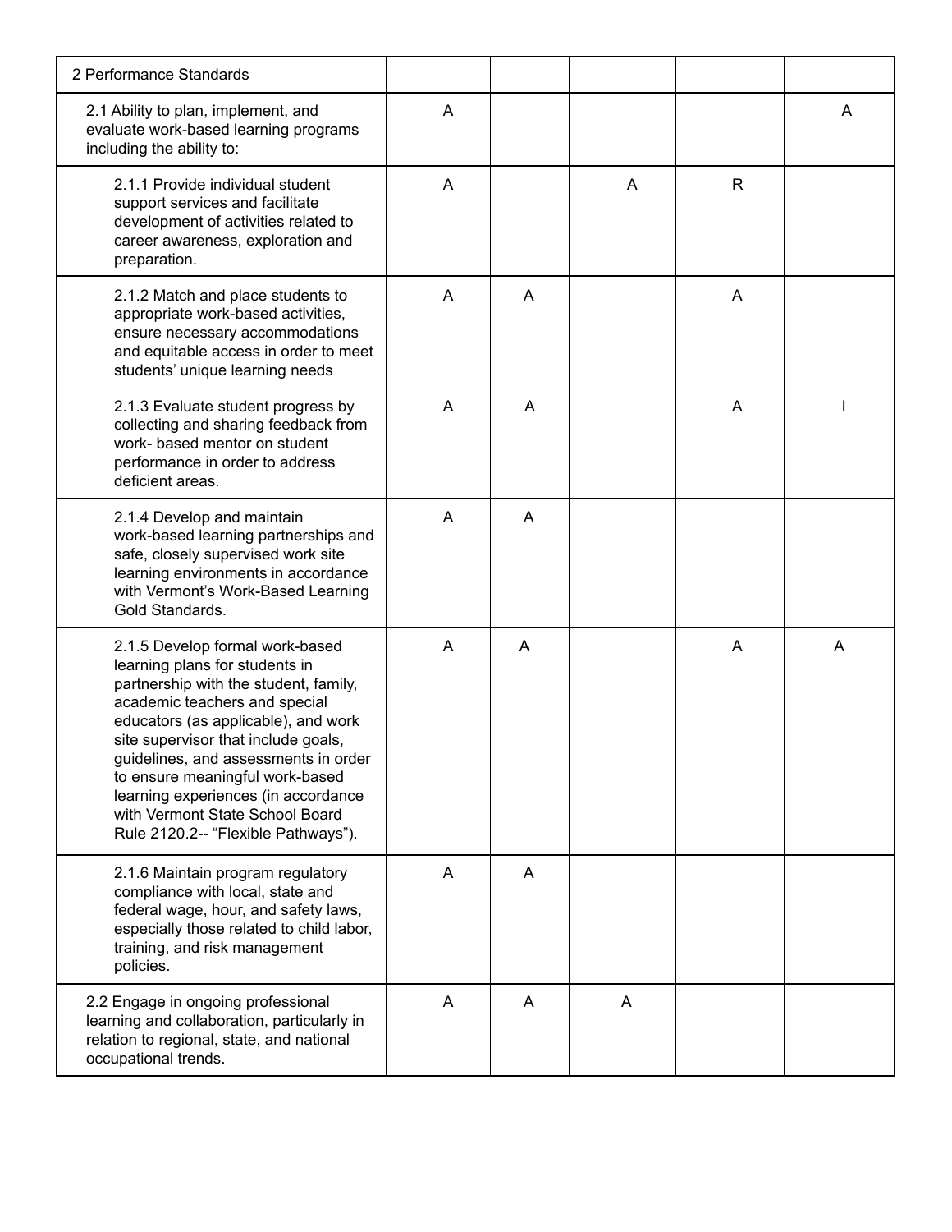| | | | | | |
|---|---|---|---|---|---|
| 2 Performance Standards | | | | | |
| 2.1 Ability to plan, implement, and evaluate work-based learning programs including the ability to: | A | | | | A |
| 2.1.1 Provide individual student support services and facilitate development of activities related to career awareness, exploration and preparation. | A | | A | R | |
| 2.1.2 Match and place students to appropriate work-based activities, ensure necessary accommodations and equitable access in order to meet students' unique learning needs | A | A | | A | |
| 2.1.3 Evaluate student progress by collecting and sharing feedback from work- based mentor on student performance in order to address deficient areas. | A | A | | A | I |
| 2.1.4 Develop and maintain work-based learning partnerships and safe, closely supervised work site learning environments in accordance with Vermont's Work-Based Learning Gold Standards. | A | A | | | |
| 2.1.5 Develop formal work-based learning plans for students in partnership with the student, family, academic teachers and special educators (as applicable), and work site supervisor that include goals, guidelines, and assessments in order to ensure meaningful work-based learning experiences (in accordance with Vermont State School Board Rule 2120.2-- "Flexible Pathways"). | A | A | | A | A |
| 2.1.6 Maintain program regulatory compliance with local, state and federal wage, hour, and safety laws, especially those related to child labor, training, and risk management policies. | A | A | | | |
| 2.2 Engage in ongoing professional learning and collaboration, particularly in relation to regional, state, and national occupational trends. | A | A | A | | |